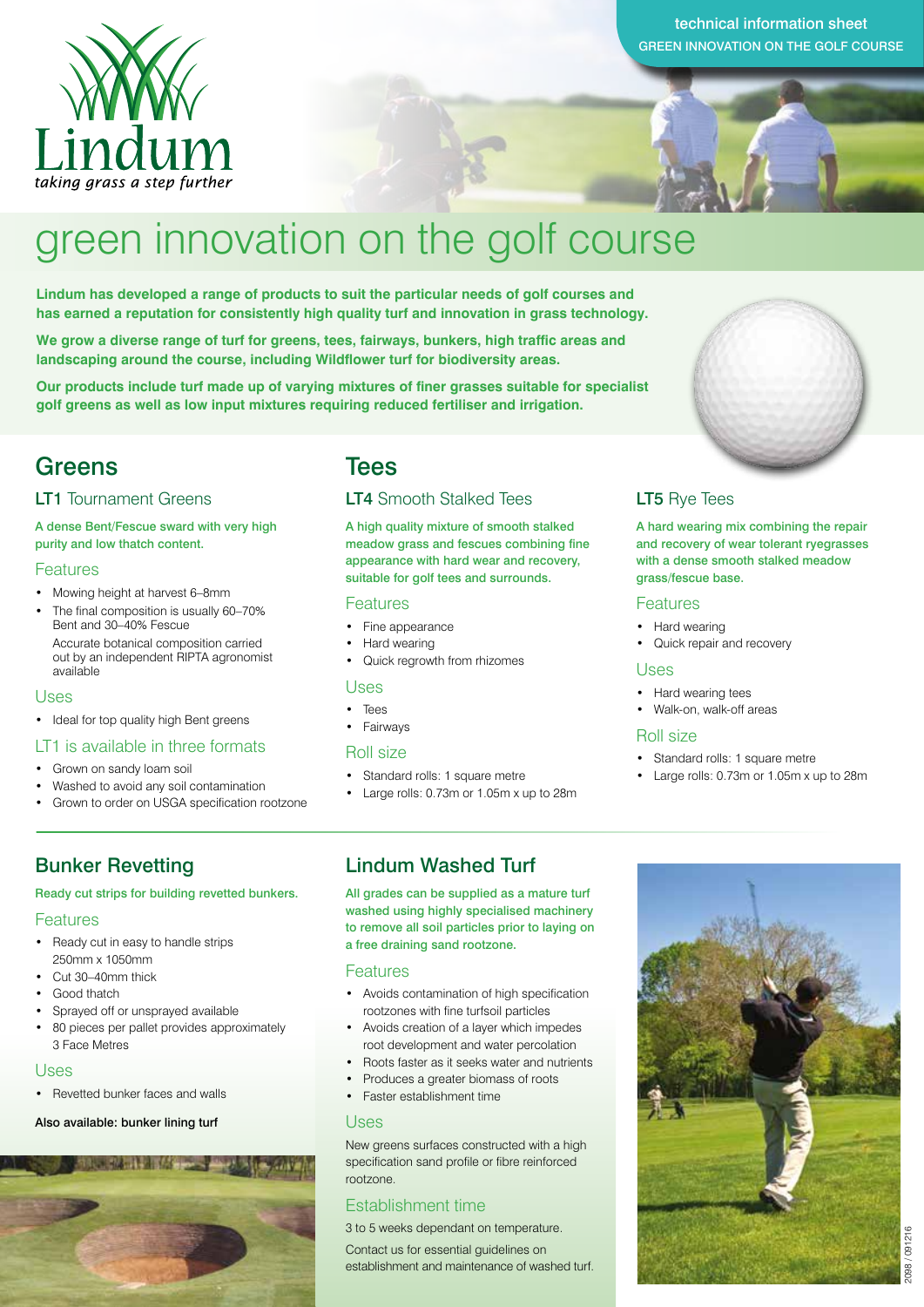Lindum

*taking grass a step further*

technical information sheet

GREEN INNOVATION ON THE GOLF COURSE

# green innovation on the golf course

**Lindum has developed a range of products to suit the particular needs of golf courses and has earned a reputation for consistently high quality turf and innovation in grass technology.**

**We grow a diverse range of turf for greens, tees, fairways, bunkers, high traffic areas and landscaping around the course, including Wildflower turf for biodiversity areas.**

**Our products include turf made up of varying mixtures of finer grasses suitable for specialist golf greens as well as low input mixtures requiring reduced fertiliser and irrigation.**

## Greens

### LT1 Tournament Greens

**A dense Bent/Fescue sward with very high purity and low thatch content.**

#### Features

- Mowing height at harvest 6–8mm
- The final composition is usually 60–70% Bent and 30–40% Fescue

  Accurate botanical composition carried out by an independent RIPTA agronomist available

#### Uses

- Ideal for top quality high Bent greens

#### LT1 is available in three formats

- Grown on sandy loam soil
- Washed to avoid any soil contamination
- Grown to order on USGA specification rootzone

## Tees

### LT4 Smooth Stalked Tees

**A high quality mixture of smooth stalked meadow grass and fescues combining fine appearance with hard wear and recovery, suitable for golf tees and surrounds.**

#### Features

- Fine appearance
- Hard wearing
- Quick regrowth from rhizomes

#### Uses

- Tees
- Fairways

#### Roll size

- Standard rolls: 1 square metre
- Large rolls: 0.73m or 1.05m x up to 28m

### LT5 Rye Tees

**A hard wearing mix combining the repair and recovery of wear tolerant ryegrasses with a dense smooth stalked meadow grass/fescue base.**

#### Features

- Hard wearing
- Quick repair and recovery

#### Uses

- Hard wearing tees
- Walk-on, walk-off areas

#### Roll size

- Standard rolls: 1 square metre
- Large rolls: 0.73m or 1.05m x up to 28m

## Bunker Revetting

**Ready cut strips for building revetted bunkers.**

#### Features

- Ready cut in easy to handle strips 250mm x 1050mm
- Cut 30–40mm thick
- Good thatch
- Sprayed off or unsprayed available
- 80 pieces per pallet provides approximately 3 Face Metres

#### Uses

- Revetted bunker faces and walls

**Also available: bunker lining turf**

## Lindum Washed Turf

**All grades can be supplied as a mature turf washed using highly specialised machinery to remove all soil particles prior to laying on a free draining sand rootzone.**

#### Features

- Avoids contamination of high specification rootzones with fine turfsoil particles
- Avoids creation of a layer which impedes root development and water percolation
- Roots faster as it seeks water and nutrients
- Produces a greater biomass of roots
- Faster establishment time

#### Uses

New greens surfaces constructed with a high specification sand profile or fibre reinforced rootzone.

#### Establishment time

3 to 5 weeks dependant on temperature.

Contact us for essential guidelines on establishment and maintenance of washed turf.

2098 / 091216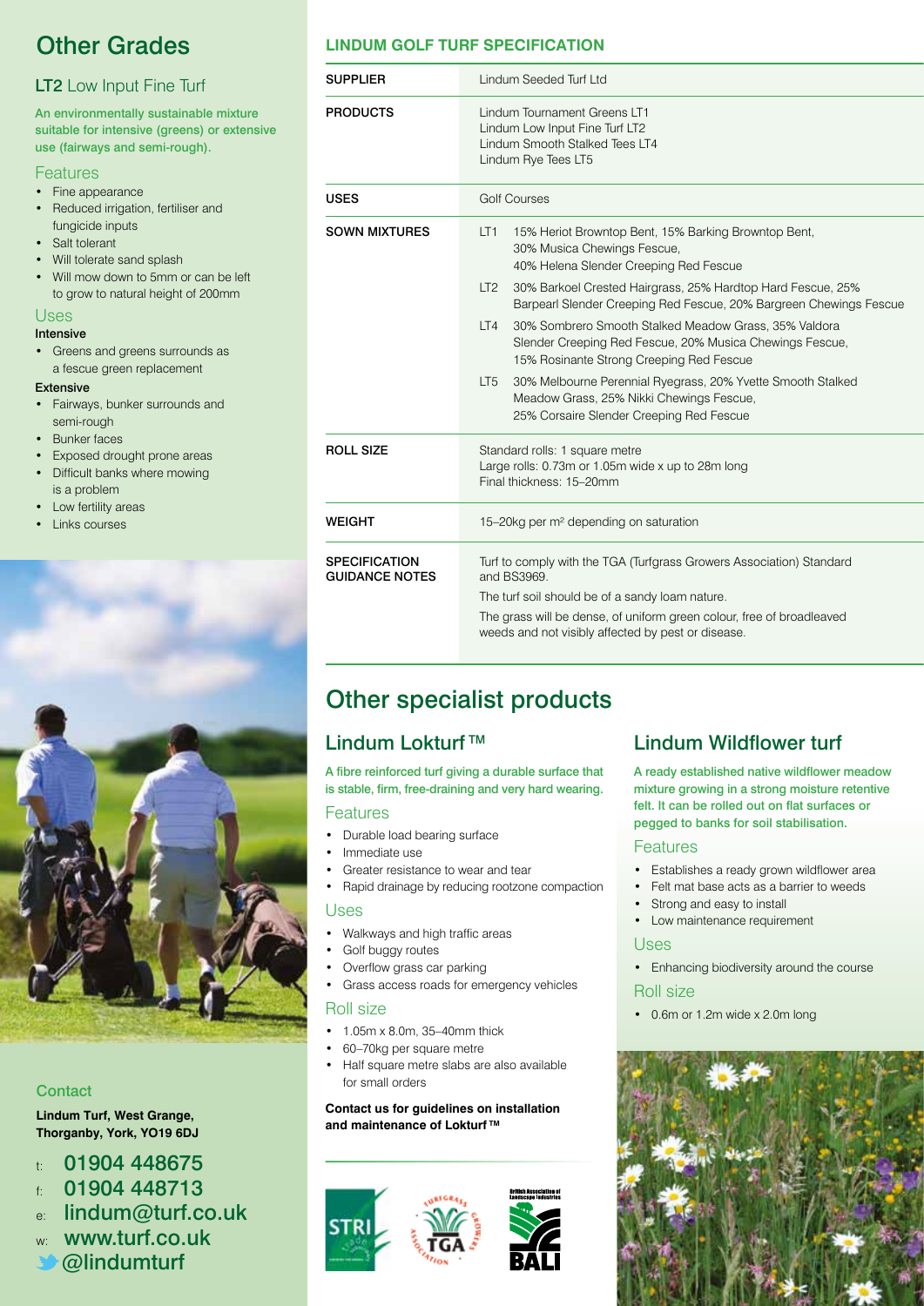## Other Grades

### LT2 Low Input Fine Turf

**An environmentally sustainable mixture suitable for intensive (greens) or extensive use (fairways and semi-rough).**

#### Features

- Fine appearance
- Reduced irrigation, fertiliser and fungicide inputs
- Salt tolerant
- Will tolerate sand splash
- Will mow down to 5mm or can be left to grow to natural height of 200mm

#### Uses

**Intensive**

- Greens and greens surrounds as a fescue green replacement

**Extensive**

- Fairways, bunker surrounds and semi-rough
- Bunker faces
- Exposed drought prone areas
- Difficult banks where mowing is a problem
- Low fertility areas
- Links courses

#### Contact

**Lindum Turf, West Grange, Thorganby, York, YO19 6DJ**

t: **01904 448675**
f: **01904 448713**
e: **lindum@turf.co.uk**
w: **www.turf.co.uk**
**@lindumturf**

## LINDUM GOLF TURF SPECIFICATION

| | |
|---|---|
| **SUPPLIER** | Lindum Seeded Turf Ltd |
| **PRODUCTS** | Lindum Tournament Greens LT1<br>Lindum Low Input Fine Turf LT2<br>Lindum Smooth Stalked Tees LT4<br>Lindum Rye Tees LT5 |
| **USES** | Golf Courses |
| **SOWN MIXTURES** | LT1 15% Heriot Browntop Bent, 15% Barking Browntop Bent, 30% Musica Chewings Fescue, 40% Helena Slender Creeping Red Fescue<br>LT2 30% Barkoel Crested Hairgrass, 25% Hardtop Hard Fescue, 25% Barpearl Slender Creeping Red Fescue, 20% Bargreen Chewings Fescue<br>LT4 30% Sombrero Smooth Stalked Meadow Grass, 35% Valdora Slender Creeping Red Fescue, 20% Musica Chewings Fescue, 15% Rosinante Strong Creeping Red Fescue<br>LT5 30% Melbourne Perennial Ryegrass, 20% Yvette Smooth Stalked Meadow Grass, 25% Nikki Chewings Fescue, 25% Corsaire Slender Creeping Red Fescue |
| **ROLL SIZE** | Standard rolls: 1 square metre<br>Large rolls: 0.73m or 1.05m wide x up to 28m long<br>Final thickness: 15–20mm |
| **WEIGHT** | 15–20kg per m² depending on saturation |
| **SPECIFICATION GUIDANCE NOTES** | Turf to comply with the TGA (Turfgrass Growers Association) Standard and BS3969.<br>The turf soil should be of a sandy loam nature.<br>The grass will be dense, of uniform green colour, free of broadleaved weeds and not visibly affected by pest or disease. |

## Other specialist products

### Lindum Lokturf™

**A fibre reinforced turf giving a durable surface that is stable, firm, free-draining and very hard wearing.**

#### Features

- Durable load bearing surface
- Immediate use
- Greater resistance to wear and tear
- Rapid drainage by reducing rootzone compaction

#### Uses

- Walkways and high traffic areas
- Golf buggy routes
- Overflow grass car parking
- Grass access roads for emergency vehicles

#### Roll size

- 1.05m x 8.0m, 35–40mm thick
- 60–70kg per square metre
- Half square metre slabs are also available for small orders

**Contact us for guidelines on installation and maintenance of Lokturf™**

### Lindum Wildflower turf

**A ready established native wildflower meadow mixture growing in a strong moisture retentive felt. It can be rolled out on flat surfaces or pegged to banks for soil stabilisation.**

#### Features

- Establishes a ready grown wildflower area
- Felt mat base acts as a barrier to weeds
- Strong and easy to install
- Low maintenance requirement

#### Uses

- Enhancing biodiversity around the course

#### Roll size

- 0.6m or 1.2m wide x 2.0m long